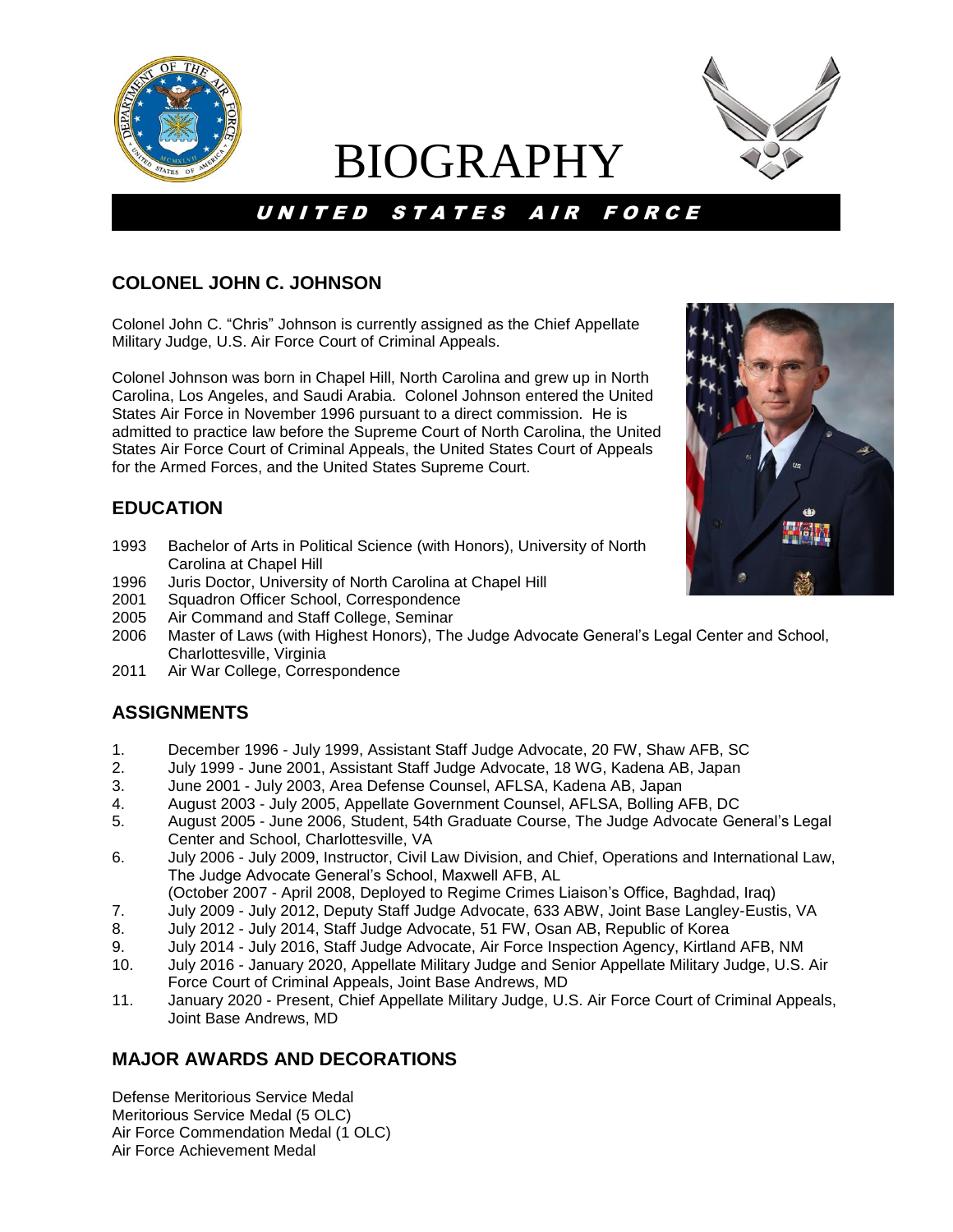# BIOGRAPHY

## UNITED STATES AIR FORCE

## COLONEL JOHN C. JOHNSON

Colonel John C. "Chris" Johnson is currently assigned as the Chief Appellate Military Judge, U.S. Air Force Court of Criminal Appeals.

Colonel Johnson was born in Chapel Hill, North Carolina and grew up in North Carolina, Los Angeles, and Saudi Arabia. Colonel Johnson entered the United States Air Force in November 1996 pursuant to a direct commission. He is admitted to practice law before the Supreme Court of North Carolina, the United States Air Force Court of Criminal Appeals, the United States Court of Appeals for the Armed Forces, and the United States Supreme Court.

## EDUCATION

1993 Bachelor of Arts in Political Science (with Honors), University of North Carolina at Chapel Hill
1996 Juris Doctor, University of North Carolina at Chapel Hill
2001 Squadron Officer School, Correspondence
2005 Air Command and Staff College, Seminar
2006 Master of Laws (with Highest Honors), The Judge Advocate General's Legal Center and School, Charlottesville, Virginia
2011 Air War College, Correspondence

## ASSIGNMENTS

1. December 1996 - July 1999, Assistant Staff Judge Advocate, 20 FW, Shaw AFB, SC
2. July 1999 - June 2001, Assistant Staff Judge Advocate, 18 WG, Kadena AB, Japan
3. June 2001 - July 2003, Area Defense Counsel, AFLSA, Kadena AB, Japan
4. August 2003 - July 2005, Appellate Government Counsel, AFLSA, Bolling AFB, DC
5. August 2005 - June 2006, Student, 54th Graduate Course, The Judge Advocate General's Legal Center and School, Charlottesville, VA
6. July 2006 - July 2009, Instructor, Civil Law Division, and Chief, Operations and International Law, The Judge Advocate General's School, Maxwell AFB, AL
   (October 2007 - April 2008, Deployed to Regime Crimes Liaison's Office, Baghdad, Iraq)
7. July 2009 - July 2012, Deputy Staff Judge Advocate, 633 ABW, Joint Base Langley-Eustis, VA
8. July 2012 - July 2014, Staff Judge Advocate, 51 FW, Osan AB, Republic of Korea
9. July 2014 - July 2016, Staff Judge Advocate, Air Force Inspection Agency, Kirtland AFB, NM
10. July 2016 - January 2020, Appellate Military Judge and Senior Appellate Military Judge, U.S. Air Force Court of Criminal Appeals, Joint Base Andrews, MD
11. January 2020 - Present, Chief Appellate Military Judge, U.S. Air Force Court of Criminal Appeals, Joint Base Andrews, MD

## MAJOR AWARDS AND DECORATIONS

Defense Meritorious Service Medal
Meritorious Service Medal (5 OLC)
Air Force Commendation Medal (1 OLC)
Air Force Achievement Medal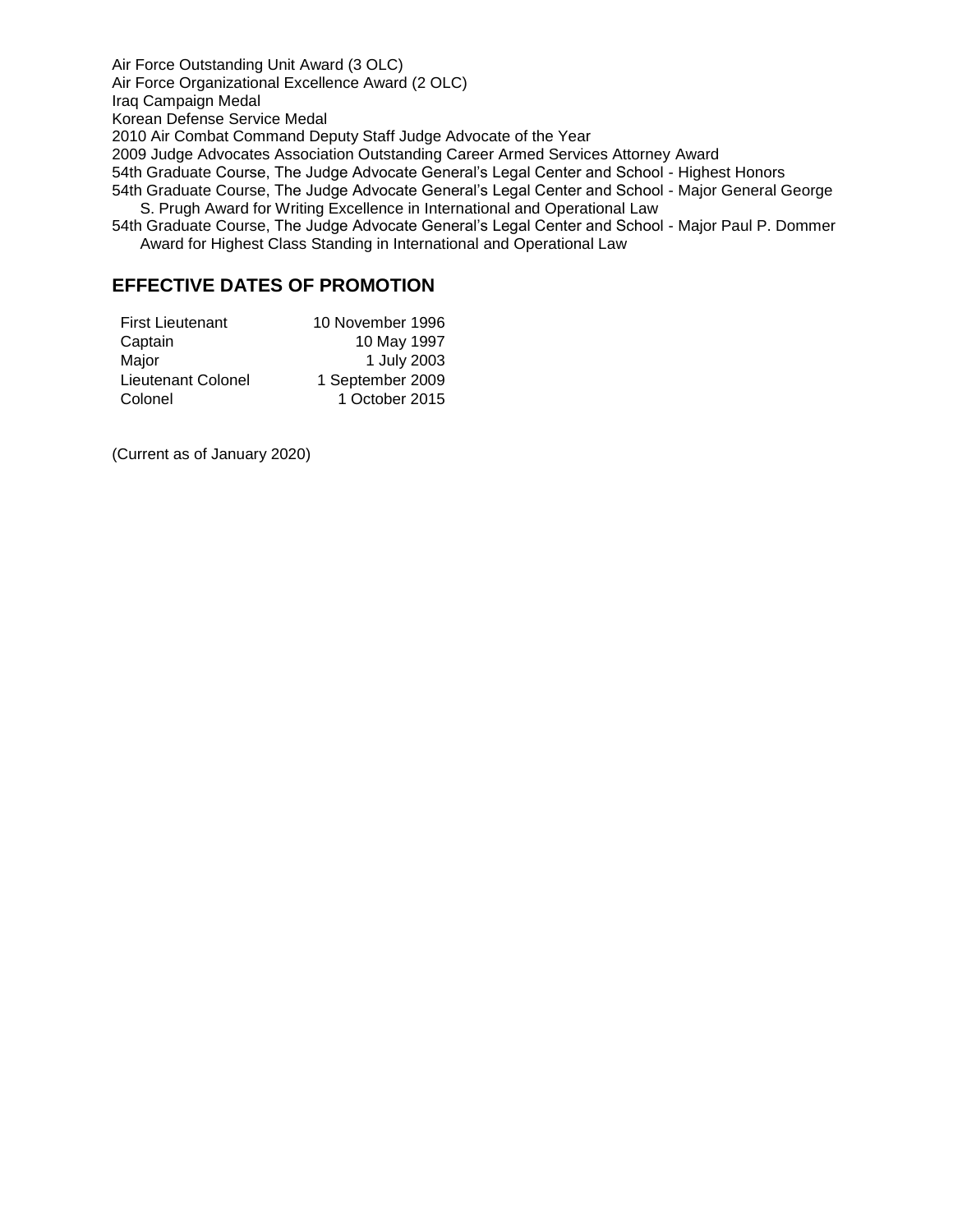Air Force Outstanding Unit Award (3 OLC)
Air Force Organizational Excellence Award (2 OLC)
Iraq Campaign Medal
Korean Defense Service Medal
2010 Air Combat Command Deputy Staff Judge Advocate of the Year
2009 Judge Advocates Association Outstanding Career Armed Services Attorney Award
54th Graduate Course, The Judge Advocate General's Legal Center and School - Highest Honors
54th Graduate Course, The Judge Advocate General's Legal Center and School - Major General George S. Prugh Award for Writing Excellence in International and Operational Law
54th Graduate Course, The Judge Advocate General's Legal Center and School - Major Paul P. Dommer Award for Highest Class Standing in International and Operational Law

## EFFECTIVE DATES OF PROMOTION

| | |
|---|---|
| First Lieutenant | 10 November 1996 |
| Captain | 10 May 1997 |
| Major | 1 July 2003 |
| Lieutenant Colonel | 1 September 2009 |
| Colonel | 1 October 2015 |

(Current as of January 2020)